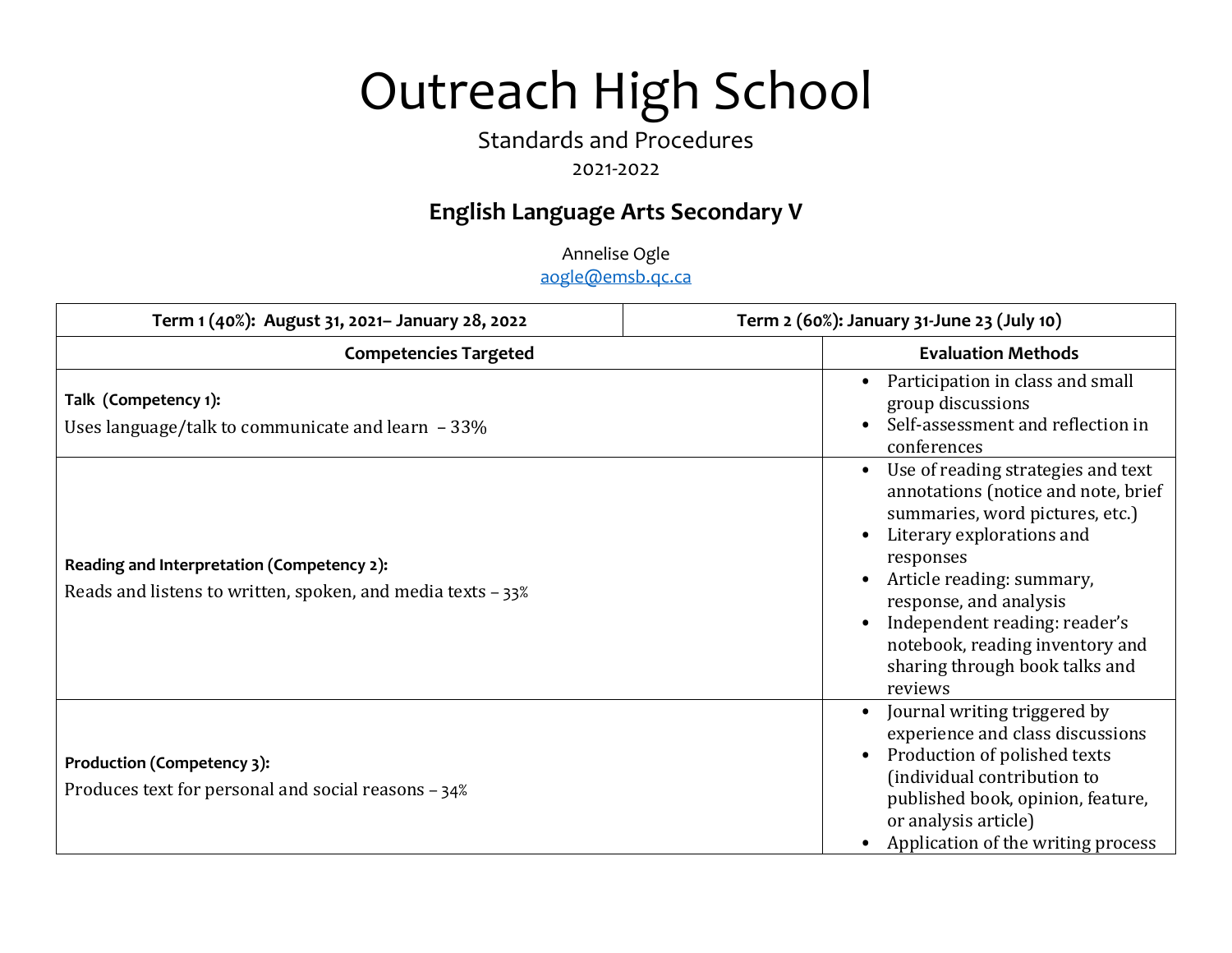# Outreach High School

Standards and Procedures

2021-2022

## English Language Arts Secondary V

Annelise Ogle

aogle@emsb.qc.ca

| Term 1 (40%): August 31, 2021– January 28, 2022 | Term 2 (60%): January 31-June 23 (July 10) |
|---|---|
| **Competencies Targeted** | **Evaluation Methods** |
| **Talk (Competency 1):**<br>Uses language/talk to communicate and learn – 33% | • Participation in class and small group discussions<br>• Self-assessment and reflection in conferences |
| **Reading and Interpretation (Competency 2):**<br>Reads and listens to written, spoken, and media texts – 33% | • Use of reading strategies and text annotations (notice and note, brief summaries, word pictures, etc.)<br>• Literary explorations and responses<br>• Article reading: summary, response, and analysis<br>• Independent reading: reader's notebook, reading inventory and sharing through book talks and reviews |
| **Production (Competency 3):**<br>Produces text for personal and social reasons – 34% | • Journal writing triggered by experience and class discussions<br>• Production of polished texts (individual contribution to published book, opinion, feature, or analysis article)<br>• Application of the writing process |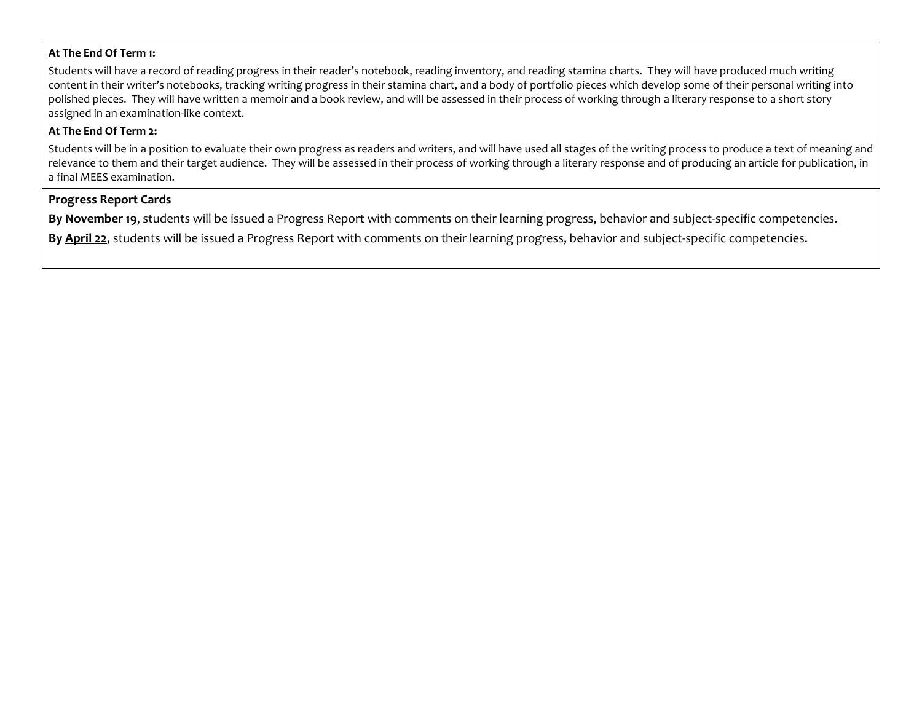**<u>At The End Of Term 1</u>:**

Students will have a record of reading progress in their reader's notebook, reading inventory, and reading stamina charts. They will have produced much writing content in their writer's notebooks, tracking writing progress in their stamina chart, and a body of portfolio pieces which develop some of their personal writing into polished pieces. They will have written a memoir and a book review, and will be assessed in their process of working through a literary response to a short story assigned in an examination-like context.

**<u>At The End Of Term 2</u>:**

Students will be in a position to evaluate their own progress as readers and writers, and will have used all stages of the writing process to produce a text of meaning and relevance to them and their target audience. They will be assessed in their process of working through a literary response and of producing an article for publication, in a final MEES examination.

**Progress Report Cards**

**By <u>November 19</u>,** students will be issued a Progress Report with comments on their learning progress, behavior and subject-specific competencies.

**By <u>April 22</u>,** students will be issued a Progress Report with comments on their learning progress, behavior and subject-specific competencies.